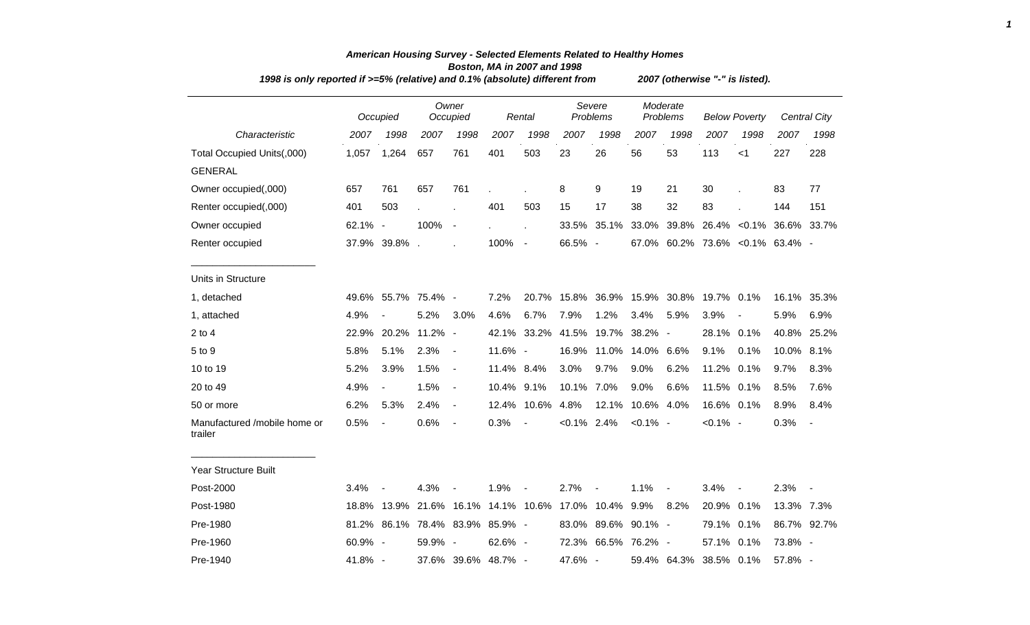***American Housing Survey - Selected Elements Related to Healthy Homes***
***Boston, MA in 2007 and 1998***
***1998 is only reported if >=5% (relative) and 0.1% (absolute) different from 2007 (otherwise "-" is listed).***

| | Occupied | | Owner Occupied | | Rental | | Severe Problems | | Moderate Problems | | Below Poverty | | Central City | |
|---|---|---|---|---|---|---|---|---|---|---|---|---|---|---|
| *Characteristic* | *2007* | *1998* | *2007* | *1998* | *2007* | *1998* | *2007* | *1998* | *2007* | *1998* | *2007* | *1998* | *2007* | *1998* |
| Total Occupied Units(,000) | 1,057 | 1,264 | 657 | 761 | 401 | 503 | 23 | 26 | 56 | 53 | 113 | <1 | 227 | 228 |
| GENERAL | | | | | | | | | | | | | | |
| Owner occupied(,000) | 657 | 761 | 657 | 761 | . | . | 8 | 9 | 19 | 21 | 30 | . | 83 | 77 |
| Renter occupied(,000) | 401 | 503 | . | . | 401 | 503 | 15 | 17 | 38 | 32 | 83 | . | 144 | 151 |
| Owner occupied | 62.1% | - | 100% | - | . | . | 33.5% | 35.1% | 33.0% | 39.8% | 26.4% | <0.1% | 36.6% | 33.7% |
| Renter occupied | 37.9% | 39.8% | . | . | 100% | - | 66.5% | - | 67.0% | 60.2% | 73.6% | <0.1% | 63.4% | - |
| Units in Structure | | | | | | | | | | | | | | |
| 1, detached | 49.6% | 55.7% | 75.4% | - | 7.2% | 20.7% | 15.8% | 36.9% | 15.9% | 30.8% | 19.7% | 0.1% | 16.1% | 35.3% |
| 1, attached | 4.9% | - | 5.2% | 3.0% | 4.6% | 6.7% | 7.9% | 1.2% | 3.4% | 5.9% | 3.9% | - | 5.9% | 6.9% |
| 2 to 4 | 22.9% | 20.2% | 11.2% | - | 42.1% | 33.2% | 41.5% | 19.7% | 38.2% | - | 28.1% | 0.1% | 40.8% | 25.2% |
| 5 to 9 | 5.8% | 5.1% | 2.3% | - | 11.6% | - | 16.9% | 11.0% | 14.0% | 6.6% | 9.1% | 0.1% | 10.0% | 8.1% |
| 10 to 19 | 5.2% | 3.9% | 1.5% | - | 11.4% | 8.4% | 3.0% | 9.7% | 9.0% | 6.2% | 11.2% | 0.1% | 9.7% | 8.3% |
| 20 to 49 | 4.9% | - | 1.5% | - | 10.4% | 9.1% | 10.1% | 7.0% | 9.0% | 6.6% | 11.5% | 0.1% | 8.5% | 7.6% |
| 50 or more | 6.2% | 5.3% | 2.4% | - | 12.4% | 10.6% | 4.8% | 12.1% | 10.6% | 4.0% | 16.6% | 0.1% | 8.9% | 8.4% |
| Manufactured /mobile home or trailer | 0.5% | - | 0.6% | - | 0.3% | - | <0.1% | 2.4% | <0.1% | - | <0.1% | - | 0.3% | - |
| Year Structure Built | | | | | | | | | | | | | | |
| Post-2000 | 3.4% | - | 4.3% | - | 1.9% | - | 2.7% | - | 1.1% | - | 3.4% | - | 2.3% | - |
| Post-1980 | 18.8% | 13.9% | 21.6% | 16.1% | 14.1% | 10.6% | 17.0% | 10.4% | 9.9% | 8.2% | 20.9% | 0.1% | 13.3% | 7.3% |
| Pre-1980 | 81.2% | 86.1% | 78.4% | 83.9% | 85.9% | - | 83.0% | 89.6% | 90.1% | - | 79.1% | 0.1% | 86.7% | 92.7% |
| Pre-1960 | 60.9% | - | 59.9% | - | 62.6% | - | 72.3% | 66.5% | 76.2% | - | 57.1% | 0.1% | 73.8% | - |
| Pre-1940 | 41.8% | - | 37.6% | 39.6% | 48.7% | - | 47.6% | - | 59.4% | 64.3% | 38.5% | 0.1% | 57.8% | - |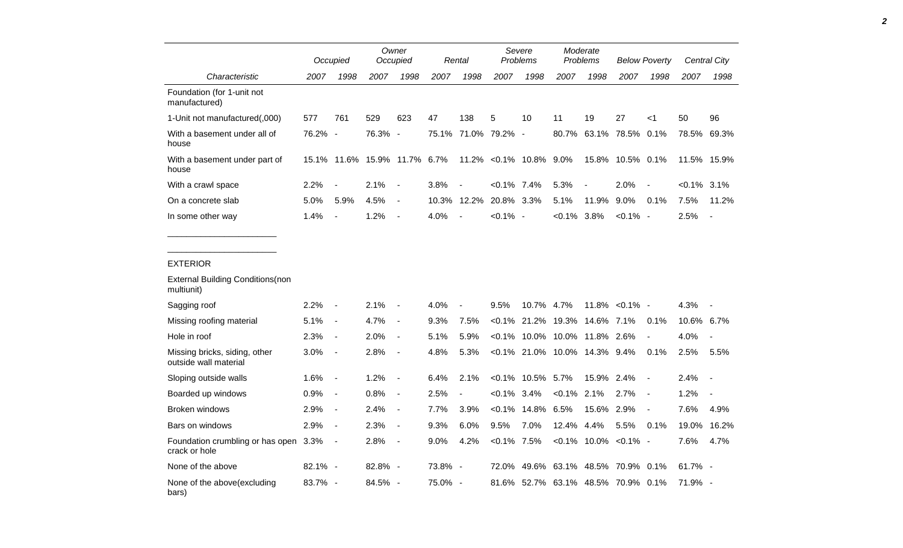| Characteristic | Occupied | | Owner Occupied | | Rental | | Severe Problems | | Moderate Problems | | Below Poverty | | Central City | |
|---|---|---|---|---|---|---|---|---|---|---|---|---|---|---|
| | 2007 | 1998 | 2007 | 1998 | 2007 | 1998 | 2007 | 1998 | 2007 | 1998 | 2007 | 1998 | 2007 | 1998 |
| Foundation (for 1-unit not manufactured) | | | | | | | | | | | | | | |
| 1-Unit not manufactured(,000) | 577 | 761 | 529 | 623 | 47 | 138 | 5 | 10 | 11 | 19 | 27 | <1 | 50 | 96 |
| With a basement under all of house | 76.2% | - | 76.3% | - | 75.1% | 71.0% | 79.2% | - | 80.7% | 63.1% | 78.5% | 0.1% | 78.5% | 69.3% |
| With a basement under part of house | 15.1% | 11.6% | 15.9% | 11.7% | 6.7% | 11.2% | <0.1% | 10.8% | 9.0% | 15.8% | 10.5% | 0.1% | 11.5% | 15.9% |
| With a crawl space | 2.2% | - | 2.1% | - | 3.8% | - | <0.1% | 7.4% | 5.3% | - | 2.0% | - | <0.1% | 3.1% |
| On a concrete slab | 5.0% | 5.9% | 4.5% | - | 10.3% | 12.2% | 20.8% | 3.3% | 5.1% | 11.9% | 9.0% | 0.1% | 7.5% | 11.2% |
| In some other way | 1.4% | - | 1.2% | - | 4.0% | - | <0.1% | - | <0.1% | 3.8% | <0.1% | - | 2.5% | - |
| EXTERIOR | | | | | | | | | | | | | | |
| External Building Conditions(non multiunit) | | | | | | | | | | | | | | |
| Sagging roof | 2.2% | - | 2.1% | - | 4.0% | - | 9.5% | 10.7% | 4.7% | 11.8% | <0.1% | - | 4.3% | - |
| Missing roofing material | 5.1% | - | 4.7% | - | 9.3% | 7.5% | <0.1% | 21.2% | 19.3% | 14.6% | 7.1% | 0.1% | 10.6% | 6.7% |
| Hole in roof | 2.3% | - | 2.0% | - | 5.1% | 5.9% | <0.1% | 10.0% | 10.0% | 11.8% | 2.6% | - | 4.0% | - |
| Missing bricks, siding, other outside wall material | 3.0% | - | 2.8% | - | 4.8% | 5.3% | <0.1% | 21.0% | 10.0% | 14.3% | 9.4% | 0.1% | 2.5% | 5.5% |
| Sloping outside walls | 1.6% | - | 1.2% | - | 6.4% | 2.1% | <0.1% | 10.5% | 5.7% | 15.9% | 2.4% | - | 2.4% | - |
| Boarded up windows | 0.9% | - | 0.8% | - | 2.5% | - | <0.1% | 3.4% | <0.1% | 2.1% | 2.7% | - | 1.2% | - |
| Broken windows | 2.9% | - | 2.4% | - | 7.7% | 3.9% | <0.1% | 14.8% | 6.5% | 15.6% | 2.9% | - | 7.6% | 4.9% |
| Bars on windows | 2.9% | - | 2.3% | - | 9.3% | 6.0% | 9.5% | 7.0% | 12.4% | 4.4% | 5.5% | 0.1% | 19.0% | 16.2% |
| Foundation crumbling or has open crack or hole | 3.3% | - | 2.8% | - | 9.0% | 4.2% | <0.1% | 7.5% | <0.1% | 10.0% | <0.1% | - | 7.6% | 4.7% |
| None of the above | 82.1% | - | 82.8% | - | 73.8% | - | 72.0% | 49.6% | 63.1% | 48.5% | 70.9% | 0.1% | 61.7% | - |
| None of the above(excluding bars) | 83.7% | - | 84.5% | - | 75.0% | - | 81.6% | 52.7% | 63.1% | 48.5% | 70.9% | 0.1% | 71.9% | - |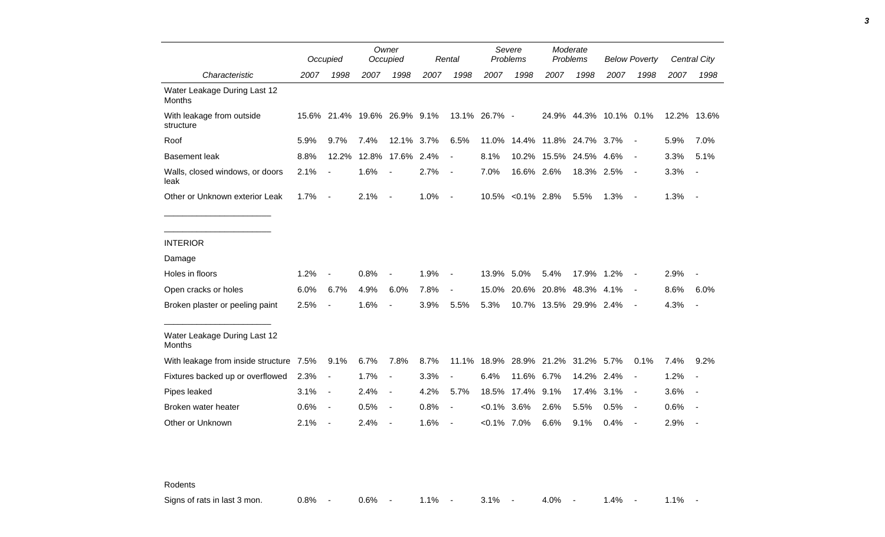| Characteristic | Occupied | | Owner Occupied | | Rental | | Severe Problems | | Moderate Problems | | Below Poverty | | Central City | |
|---|---|---|---|---|---|---|---|---|---|---|---|---|---|---|
| | 2007 | 1998 | 2007 | 1998 | 2007 | 1998 | 2007 | 1998 | 2007 | 1998 | 2007 | 1998 | 2007 | 1998 |
| Water Leakage During Last 12 Months | | | | | | | | | | | | | | |
| With leakage from outside structure | 15.6% | 21.4% | 19.6% | 26.9% | 9.1% | 13.1% | 26.7% | - | 24.9% | 44.3% | 10.1% | 0.1% | 12.2% | 13.6% |
| Roof | 5.9% | 9.7% | 7.4% | 12.1% | 3.7% | 6.5% | 11.0% | 14.4% | 11.8% | 24.7% | 3.7% | - | 5.9% | 7.0% |
| Basement leak | 8.8% | 12.2% | 12.8% | 17.6% | 2.4% | - | 8.1% | 10.2% | 15.5% | 24.5% | 4.6% | - | 3.3% | 5.1% |
| Walls, closed windows, or doors leak | 2.1% | - | 1.6% | - | 2.7% | - | 7.0% | 16.6% | 2.6% | 18.3% | 2.5% | - | 3.3% | - |
| Other or Unknown exterior Leak | 1.7% | - | 2.1% | - | 1.0% | - | 10.5% | <0.1% | 2.8% | 5.5% | 1.3% | - | 1.3% | - |
| INTERIOR | | | | | | | | | | | | | | |
| Damage | | | | | | | | | | | | | | |
| Holes in floors | 1.2% | - | 0.8% | - | 1.9% | - | 13.9% | 5.0% | 5.4% | 17.9% | 1.2% | - | 2.9% | - |
| Open cracks or holes | 6.0% | 6.7% | 4.9% | 6.0% | 7.8% | - | 15.0% | 20.6% | 20.8% | 48.3% | 4.1% | - | 8.6% | 6.0% |
| Broken plaster or peeling paint | 2.5% | - | 1.6% | - | 3.9% | 5.5% | 5.3% | 10.7% | 13.5% | 29.9% | 2.4% | - | 4.3% | - |
| Water Leakage During Last 12 Months | | | | | | | | | | | | | | |
| With leakage from inside structure | 7.5% | 9.1% | 6.7% | 7.8% | 8.7% | 11.1% | 18.9% | 28.9% | 21.2% | 31.2% | 5.7% | 0.1% | 7.4% | 9.2% |
| Fixtures backed up or overflowed | 2.3% | - | 1.7% | - | 3.3% | - | 6.4% | 11.6% | 6.7% | 14.2% | 2.4% | - | 1.2% | - |
| Pipes leaked | 3.1% | - | 2.4% | - | 4.2% | 5.7% | 18.5% | 17.4% | 9.1% | 17.4% | 3.1% | - | 3.6% | - |
| Broken water heater | 0.6% | - | 0.5% | - | 0.8% | - | <0.1% | 3.6% | 2.6% | 5.5% | 0.5% | - | 0.6% | - |
| Other or Unknown | 2.1% | - | 2.4% | - | 1.6% | - | <0.1% | 7.0% | 6.6% | 9.1% | 0.4% | - | 2.9% | - |
| Rodents | | | | | | | | | | | | | | |
| Signs of rats in last 3 mon. | 0.8% | - | 0.6% | - | 1.1% | - | 3.1% | - | 4.0% | - | 1.4% | - | 1.1% | - |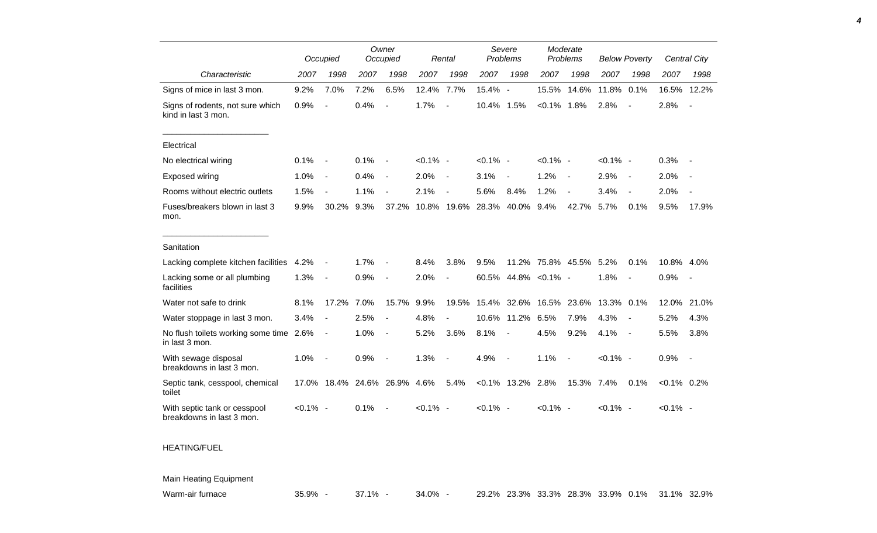| Characteristic | Occupied | | Owner Occupied | | Rental | | Severe Problems | | Moderate Problems | | Below Poverty | | Central City | |
|---|---|---|---|---|---|---|---|---|---|---|---|---|---|---|
| | 2007 | 1998 | 2007 | 1998 | 2007 | 1998 | 2007 | 1998 | 2007 | 1998 | 2007 | 1998 | 2007 | 1998 |
| Signs of mice in last 3 mon. | 9.2% | 7.0% | 7.2% | 6.5% | 12.4% | 7.7% | 15.4% | - | 15.5% | 14.6% | 11.8% | 0.1% | 16.5% | 12.2% |
| Signs of rodents, not sure which kind in last 3 mon. | 0.9% | - | 0.4% | - | 1.7% | - | 10.4% | 1.5% | <0.1% | 1.8% | 2.8% | - | 2.8% | - |
| Electrical | | | | | | | | | | | | | | |
| No electrical wiring | 0.1% | - | 0.1% | - | <0.1% | - | <0.1% | - | <0.1% | - | <0.1% | - | 0.3% | - |
| Exposed wiring | 1.0% | - | 0.4% | - | 2.0% | - | 3.1% | - | 1.2% | - | 2.9% | - | 2.0% | - |
| Rooms without electric outlets | 1.5% | - | 1.1% | - | 2.1% | - | 5.6% | 8.4% | 1.2% | - | 3.4% | - | 2.0% | - |
| Fuses/breakers blown in last 3 mon. | 9.9% | 30.2% | 9.3% | 37.2% | 10.8% | 19.6% | 28.3% | 40.0% | 9.4% | 42.7% | 5.7% | 0.1% | 9.5% | 17.9% |
| Sanitation | | | | | | | | | | | | | | |
| Lacking complete kitchen facilities | 4.2% | - | 1.7% | - | 8.4% | 3.8% | 9.5% | 11.2% | 75.8% | 45.5% | 5.2% | 0.1% | 10.8% | 4.0% |
| Lacking some or all plumbing facilities | 1.3% | - | 0.9% | - | 2.0% | - | 60.5% | 44.8% | <0.1% | - | 1.8% | - | 0.9% | - |
| Water not safe to drink | 8.1% | 17.2% | 7.0% | 15.7% | 9.9% | 19.5% | 15.4% | 32.6% | 16.5% | 23.6% | 13.3% | 0.1% | 12.0% | 21.0% |
| Water stoppage in last 3 mon. | 3.4% | - | 2.5% | - | 4.8% | - | 10.6% | 11.2% | 6.5% | 7.9% | 4.3% | - | 5.2% | 4.3% |
| No flush toilets working some time in last 3 mon. | 2.6% | - | 1.0% | - | 5.2% | 3.6% | 8.1% | - | 4.5% | 9.2% | 4.1% | - | 5.5% | 3.8% |
| With sewage disposal breakdowns in last 3 mon. | 1.0% | - | 0.9% | - | 1.3% | - | 4.9% | - | 1.1% | - | <0.1% | - | 0.9% | - |
| Septic tank, cesspool, chemical toilet | 17.0% | 18.4% | 24.6% | 26.9% | 4.6% | 5.4% | <0.1% | 13.2% | 2.8% | 15.3% | 7.4% | 0.1% | <0.1% | 0.2% |
| With septic tank or cesspool breakdowns in last 3 mon. | <0.1% | - | 0.1% | - | <0.1% | - | <0.1% | - | <0.1% | - | <0.1% | - | <0.1% | - |
| HEATING/FUEL | | | | | | | | | | | | | | |
| Main Heating Equipment | | | | | | | | | | | | | | |
| Warm-air furnace | 35.9% | - | 37.1% | - | 34.0% | - | 29.2% | 23.3% | 33.3% | 28.3% | 33.9% | 0.1% | 31.1% | 32.9% |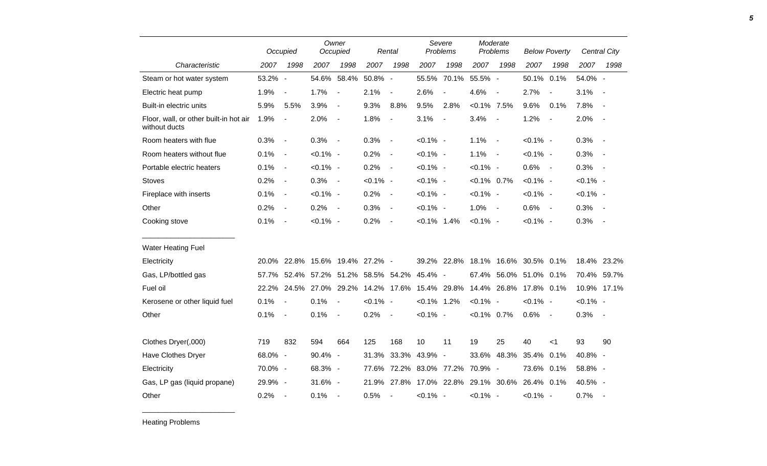| | Occupied | | Owner Occupied | | Rental | | Severe Problems | | Moderate Problems | | Below Poverty | | Central City | |
|---|---|---|---|---|---|---|---|---|---|---|---|---|---|---|
| Characteristic | 2007 | 1998 | 2007 | 1998 | 2007 | 1998 | 2007 | 1998 | 2007 | 1998 | 2007 | 1998 | 2007 | 1998 |
| Steam or hot water system | 53.2% | - | 54.6% | 58.4% | 50.8% | - | 55.5% | 70.1% | 55.5% | - | 50.1% | 0.1% | 54.0% | - |
| Electric heat pump | 1.9% | - | 1.7% | - | 2.1% | - | 2.6% | - | 4.6% | - | 2.7% | - | 3.1% | - |
| Built-in electric units | 5.9% | 5.5% | 3.9% | - | 9.3% | 8.8% | 9.5% | 2.8% | <0.1% | 7.5% | 9.6% | 0.1% | 7.8% | - |
| Floor, wall, or other built-in hot air without ducts | 1.9% | - | 2.0% | - | 1.8% | - | 3.1% | - | 3.4% | - | 1.2% | - | 2.0% | - |
| Room heaters with flue | 0.3% | - | 0.3% | - | 0.3% | - | <0.1% | - | 1.1% | - | <0.1% | - | 0.3% | - |
| Room heaters without flue | 0.1% | - | <0.1% | - | 0.2% | - | <0.1% | - | 1.1% | - | <0.1% | - | 0.3% | - |
| Portable electric heaters | 0.1% | - | <0.1% | - | 0.2% | - | <0.1% | - | <0.1% | - | 0.6% | - | 0.3% | - |
| Stoves | 0.2% | - | 0.3% | - | <0.1% | - | <0.1% | - | <0.1% | 0.7% | <0.1% | - | <0.1% | - |
| Fireplace with inserts | 0.1% | - | <0.1% | - | 0.2% | - | <0.1% | - | <0.1% | - | <0.1% | - | <0.1% | - |
| Other | 0.2% | - | 0.2% | - | 0.3% | - | <0.1% | - | 1.0% | - | 0.6% | - | 0.3% | - |
| Cooking stove | 0.1% | - | <0.1% | - | 0.2% | - | <0.1% | 1.4% | <0.1% | - | <0.1% | - | 0.3% | - |
| Water Heating Fuel | | | | | | | | | | | | | | |
| Electricity | 20.0% | 22.8% | 15.6% | 19.4% | 27.2% | - | 39.2% | 22.8% | 18.1% | 16.6% | 30.5% | 0.1% | 18.4% | 23.2% |
| Gas, LP/bottled gas | 57.7% | 52.4% | 57.2% | 51.2% | 58.5% | 54.2% | 45.4% | - | 67.4% | 56.0% | 51.0% | 0.1% | 70.4% | 59.7% |
| Fuel oil | 22.2% | 24.5% | 27.0% | 29.2% | 14.2% | 17.6% | 15.4% | 29.8% | 14.4% | 26.8% | 17.8% | 0.1% | 10.9% | 17.1% |
| Kerosene or other liquid fuel | 0.1% | - | 0.1% | - | <0.1% | - | <0.1% | 1.2% | <0.1% | - | <0.1% | - | <0.1% | - |
| Other | 0.1% | - | 0.1% | - | 0.2% | - | <0.1% | - | <0.1% | 0.7% | 0.6% | - | 0.3% | - |
| Clothes Dryer(,000) | 719 | 832 | 594 | 664 | 125 | 168 | 10 | 11 | 19 | 25 | 40 | <1 | 93 | 90 |
| Have Clothes Dryer | 68.0% | - | 90.4% | - | 31.3% | 33.3% | 43.9% | - | 33.6% | 48.3% | 35.4% | 0.1% | 40.8% | - |
| Electricity | 70.0% | - | 68.3% | - | 77.6% | 72.2% | 83.0% | 77.2% | 70.9% | - | 73.6% | 0.1% | 58.8% | - |
| Gas, LP gas (liquid propane) | 29.9% | - | 31.6% | - | 21.9% | 27.8% | 17.0% | 22.8% | 29.1% | 30.6% | 26.4% | 0.1% | 40.5% | - |
| Other | 0.2% | - | 0.1% | - | 0.5% | - | <0.1% | - | <0.1% | - | <0.1% | - | 0.7% | - |

Heating Problems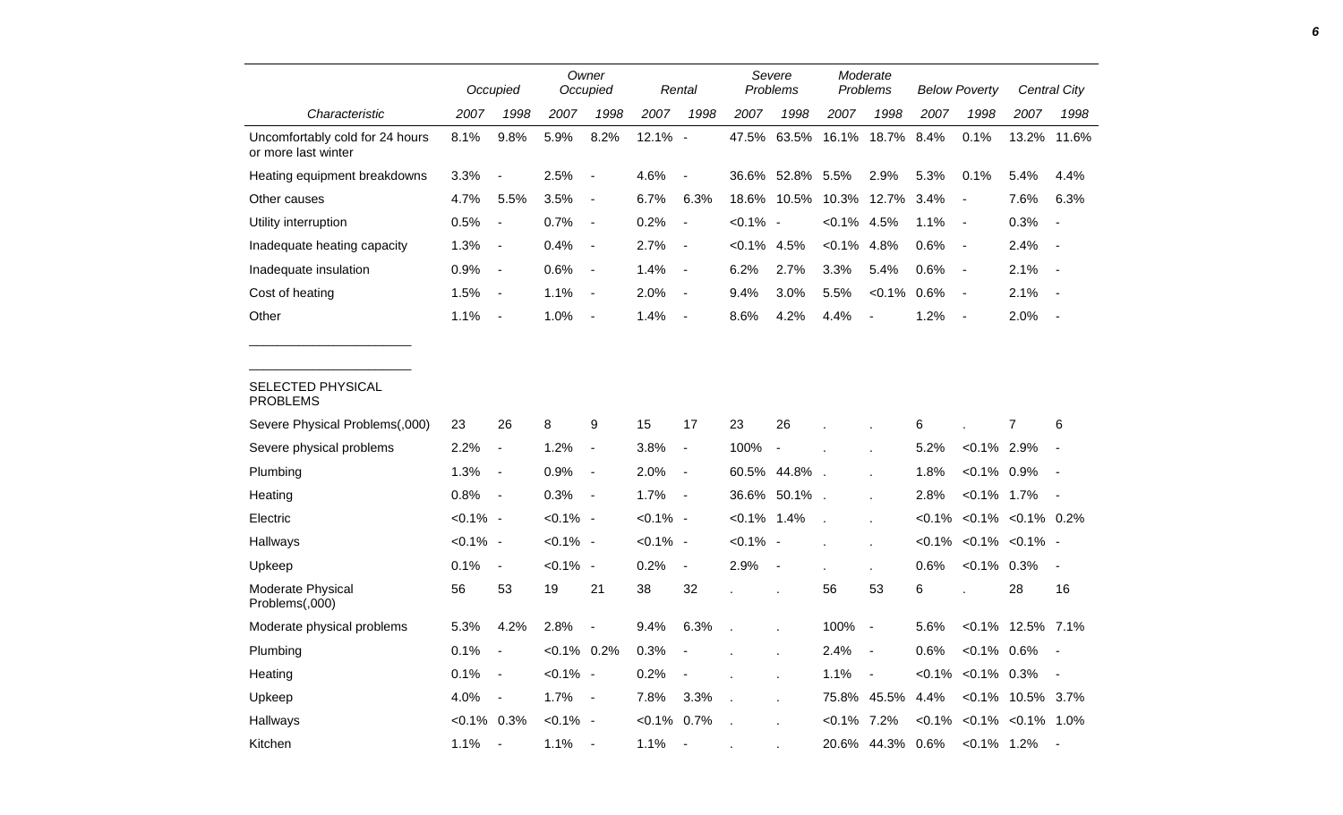| | Occupied | | Owner Occupied | | Rental | | Severe Problems | | Moderate Problems | | Below Poverty | | Central City | |
|---|---|---|---|---|---|---|---|---|---|---|---|---|---|---|
| Characteristic | 2007 | 1998 | 2007 | 1998 | 2007 | 1998 | 2007 | 1998 | 2007 | 1998 | 2007 | 1998 | 2007 | 1998 |
| Uncomfortably cold for 24 hours or more last winter | 8.1% | 9.8% | 5.9% | 8.2% | 12.1% | - | 47.5% | 63.5% | 16.1% | 18.7% | 8.4% | 0.1% | 13.2% | 11.6% |
| Heating equipment breakdowns | 3.3% | - | 2.5% | - | 4.6% | - | 36.6% | 52.8% | 5.5% | 2.9% | 5.3% | 0.1% | 5.4% | 4.4% |
| Other causes | 4.7% | 5.5% | 3.5% | - | 6.7% | 6.3% | 18.6% | 10.5% | 10.3% | 12.7% | 3.4% | - | 7.6% | 6.3% |
| Utility interruption | 0.5% | - | 0.7% | - | 0.2% | - | <0.1% | - | <0.1% | 4.5% | 1.1% | - | 0.3% | - |
| Inadequate heating capacity | 1.3% | - | 0.4% | - | 2.7% | - | <0.1% | 4.5% | <0.1% | 4.8% | 0.6% | - | 2.4% | - |
| Inadequate insulation | 0.9% | - | 0.6% | - | 1.4% | - | 6.2% | 2.7% | 3.3% | 5.4% | 0.6% | - | 2.1% | - |
| Cost of heating | 1.5% | - | 1.1% | - | 2.0% | - | 9.4% | 3.0% | 5.5% | <0.1% | 0.6% | - | 2.1% | - |
| Other | 1.1% | - | 1.0% | - | 1.4% | - | 8.6% | 4.2% | 4.4% | - | 1.2% | - | 2.0% | - |
| SELECTED PHYSICAL PROBLEMS | | | | | | | | | | | | | | |
| Severe Physical Problems(,000) | 23 | 26 | 8 | 9 | 15 | 17 | 23 | 26 | . | . | 6 | . | 7 | 6 |
| Severe physical problems | 2.2% | - | 1.2% | - | 3.8% | - | 100% | - | . | . | 5.2% | <0.1% | 2.9% | - |
| Plumbing | 1.3% | - | 0.9% | - | 2.0% | - | 60.5% | 44.8% | . | . | 1.8% | <0.1% | 0.9% | - |
| Heating | 0.8% | - | 0.3% | - | 1.7% | - | 36.6% | 50.1% | . | . | 2.8% | <0.1% | 1.7% | - |
| Electric | <0.1% | - | <0.1% | - | <0.1% | - | <0.1% | 1.4% | . | . | <0.1% | <0.1% | <0.1% | 0.2% |
| Hallways | <0.1% | - | <0.1% | - | <0.1% | - | <0.1% | - | . | . | <0.1% | <0.1% | <0.1% | - |
| Upkeep | 0.1% | - | <0.1% | - | 0.2% | - | 2.9% | - | . | . | 0.6% | <0.1% | 0.3% | - |
| Moderate Physical Problems(,000) | 56 | 53 | 19 | 21 | 38 | 32 | . | . | 56 | 53 | 6 | . | 28 | 16 |
| Moderate physical problems | 5.3% | 4.2% | 2.8% | - | 9.4% | 6.3% | . | . | 100% | - | 5.6% | <0.1% | 12.5% | 7.1% |
| Plumbing | 0.1% | - | <0.1% | 0.2% | 0.3% | - | . | . | 2.4% | - | 0.6% | <0.1% | 0.6% | - |
| Heating | 0.1% | - | <0.1% | - | 0.2% | - | . | . | 1.1% | - | <0.1% | <0.1% | 0.3% | - |
| Upkeep | 4.0% | - | 1.7% | - | 7.8% | 3.3% | . | . | 75.8% | 45.5% | 4.4% | <0.1% | 10.5% | 3.7% |
| Hallways | <0.1% | 0.3% | <0.1% | - | <0.1% | 0.7% | . | . | <0.1% | 7.2% | <0.1% | <0.1% | <0.1% | 1.0% |
| Kitchen | 1.1% | - | 1.1% | - | 1.1% | - | . | . | 20.6% | 44.3% | 0.6% | <0.1% | 1.2% | - |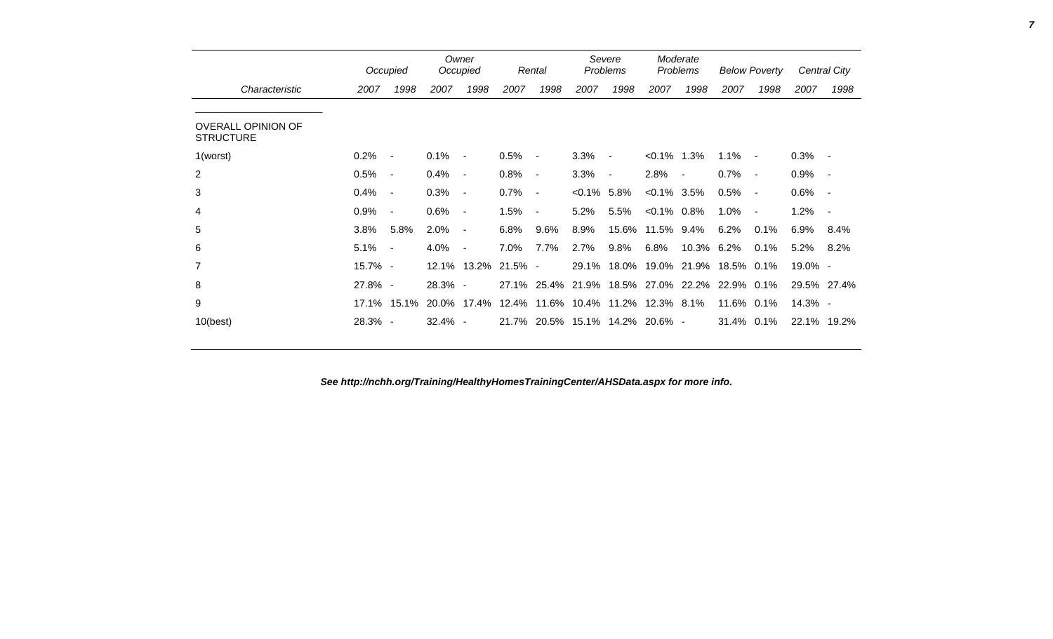| Characteristic | Occupied | | Owner Occupied | | Rental | | Severe Problems | | Moderate Problems | | Below Poverty | | Central City | |
|---|---|---|---|---|---|---|---|---|---|---|---|---|---|---|
| | 2007 | 1998 | 2007 | 1998 | 2007 | 1998 | 2007 | 1998 | 2007 | 1998 | 2007 | 1998 | 2007 | 1998 |
| OVERALL OPINION OF STRUCTURE | | | | | | | | | | | | | | |
| 1(worst) | 0.2% | - | 0.1% | - | 0.5% | - | 3.3% | - | <0.1% | 1.3% | 1.1% | - | 0.3% | - |
| 2 | 0.5% | - | 0.4% | - | 0.8% | - | 3.3% | - | 2.8% | - | 0.7% | - | 0.9% | - |
| 3 | 0.4% | - | 0.3% | - | 0.7% | - | <0.1% | 5.8% | <0.1% | 3.5% | 0.5% | - | 0.6% | - |
| 4 | 0.9% | - | 0.6% | - | 1.5% | - | 5.2% | 5.5% | <0.1% | 0.8% | 1.0% | - | 1.2% | - |
| 5 | 3.8% | 5.8% | 2.0% | - | 6.8% | 9.6% | 8.9% | 15.6% | 11.5% | 9.4% | 6.2% | 0.1% | 6.9% | 8.4% |
| 6 | 5.1% | - | 4.0% | - | 7.0% | 7.7% | 2.7% | 9.8% | 6.8% | 10.3% | 6.2% | 0.1% | 5.2% | 8.2% |
| 7 | 15.7% | - | 12.1% | 13.2% | 21.5% | - | 29.1% | 18.0% | 19.0% | 21.9% | 18.5% | 0.1% | 19.0% | - |
| 8 | 27.8% | - | 28.3% | - | 27.1% | 25.4% | 21.9% | 18.5% | 27.0% | 22.2% | 22.9% | 0.1% | 29.5% | 27.4% |
| 9 | 17.1% | 15.1% | 20.0% | 17.4% | 12.4% | 11.6% | 10.4% | 11.2% | 12.3% | 8.1% | 11.6% | 0.1% | 14.3% | - |
| 10(best) | 28.3% | - | 32.4% | - | 21.7% | 20.5% | 15.1% | 14.2% | 20.6% | - | 31.4% | 0.1% | 22.1% | 19.2% |

***See http://nchh.org/Training/HealthyHomesTrainingCenter/AHSData.aspx for more info.***